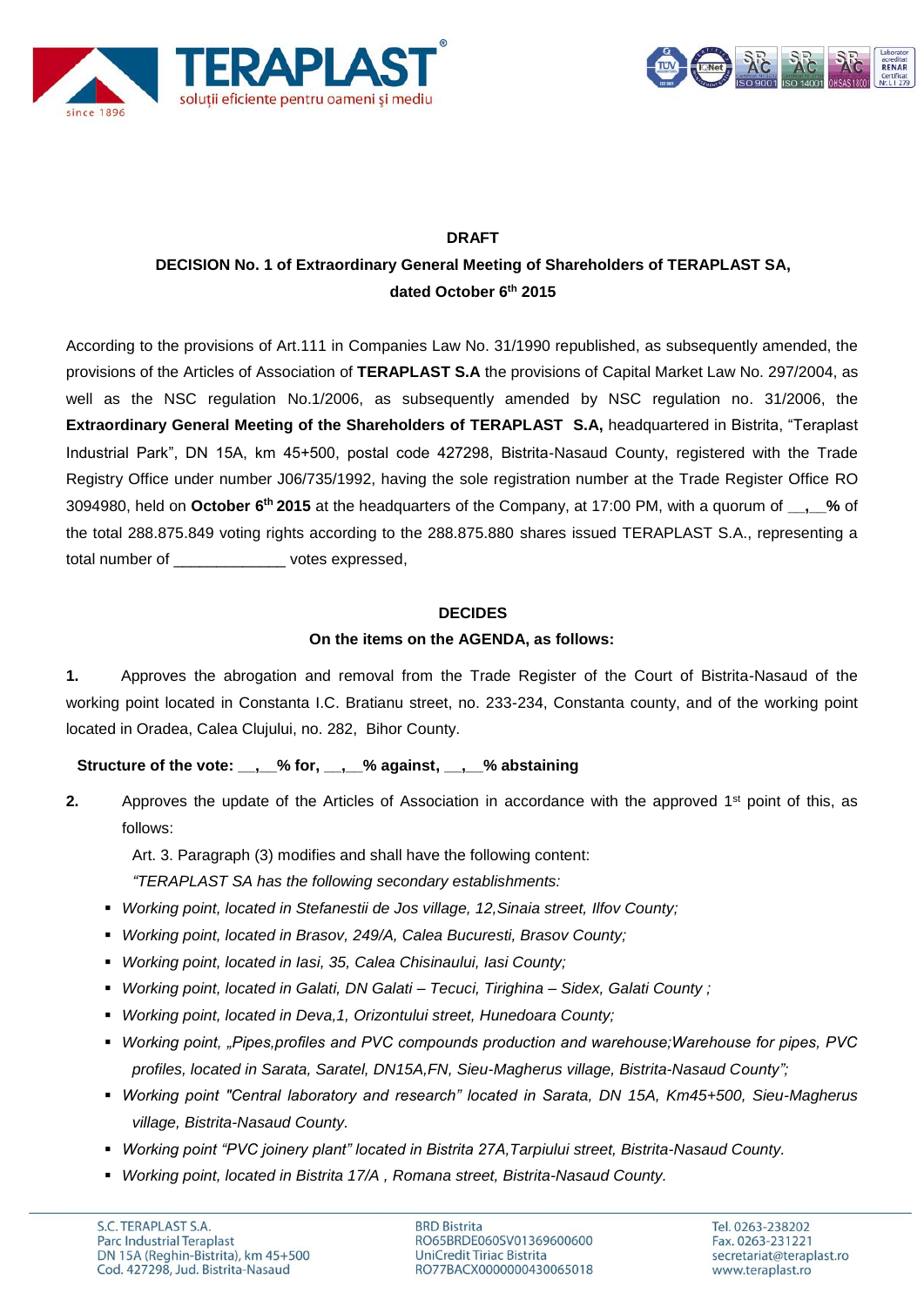**DRAFT**

**DECISION No. 1 of Extraordinary General Meeting of Shareholders of TERAPLAST SA, dated October 6th 2015**

According to the provisions of Art.111 in Companies Law No. 31/1990 republished, as subsequently amended, the provisions of the Articles of Association of **TERAPLAST S.A** the provisions of Capital Market Law No. 297/2004, as well as the NSC regulation No.1/2006, as subsequently amended by NSC regulation no. 31/2006, the **Extraordinary General Meeting of the Shareholders of TERAPLAST S.A,** headquartered in Bistrita, "Teraplast Industrial Park", DN 15A, km 45+500, postal code 427298, Bistrita-Nasaud County, registered with the Trade Registry Office under number J06/735/1992, having the sole registration number at the Trade Register Office RO 3094980, held on **October 6th 2015** at the headquarters of the Company, at 17:00 PM, with a quorum of **__,__%** of the total 288.875.849 voting rights according to the 288.875.880 shares issued TERAPLAST S.A., representing a total number of _____________ votes expressed,

**DECIDES**

**On the items on the AGENDA, as follows:**

**1.** Approves the abrogation and removal from the Trade Register of the Court of Bistrita-Nasaud of the working point located in Constanta I.C. Bratianu street, no. 233-234, Constanta county, and of the working point located in Oradea, Calea Clujului, no. 282, Bihor County.

**Structure of the vote: __,__% for, __,__% against, __,__% abstaining**

**2.** Approves the update of the Articles of Association in accordance with the approved 1st point of this, as follows:

Art. 3. Paragraph (3) modifies and shall have the following content:

*"TERAPLAST SA has the following secondary establishments:*

- *Working point, located in Stefanestii de Jos village, 12,Sinaia street, Ilfov County;*
- *Working point, located in Brasov, 249/A, Calea Bucuresti, Brasov County;*
- *Working point, located in Iasi, 35, Calea Chisinaului, Iasi County;*
- *Working point, located in Galati, DN Galati – Tecuci, Tirighina – Sidex, Galati County ;*
- *Working point, located in Deva,1, Orizontului street, Hunedoara County;*
- *Working point, „Pipes,profiles and PVC compounds production and warehouse;Warehouse for pipes, PVC profiles, located in Sarata, Saratel, DN15A,FN, Sieu-Magherus village, Bistrita-Nasaud County";*
- *Working point "Central laboratory and research" located in Sarata, DN 15A, Km45+500, Sieu-Magherus village, Bistrita-Nasaud County.*
- *Working point "PVC joinery plant" located in Bistrita 27A,Tarpiului street, Bistrita-Nasaud County.*
- *Working point, located in Bistrita 17/A , Romana street, Bistrita-Nasaud County.*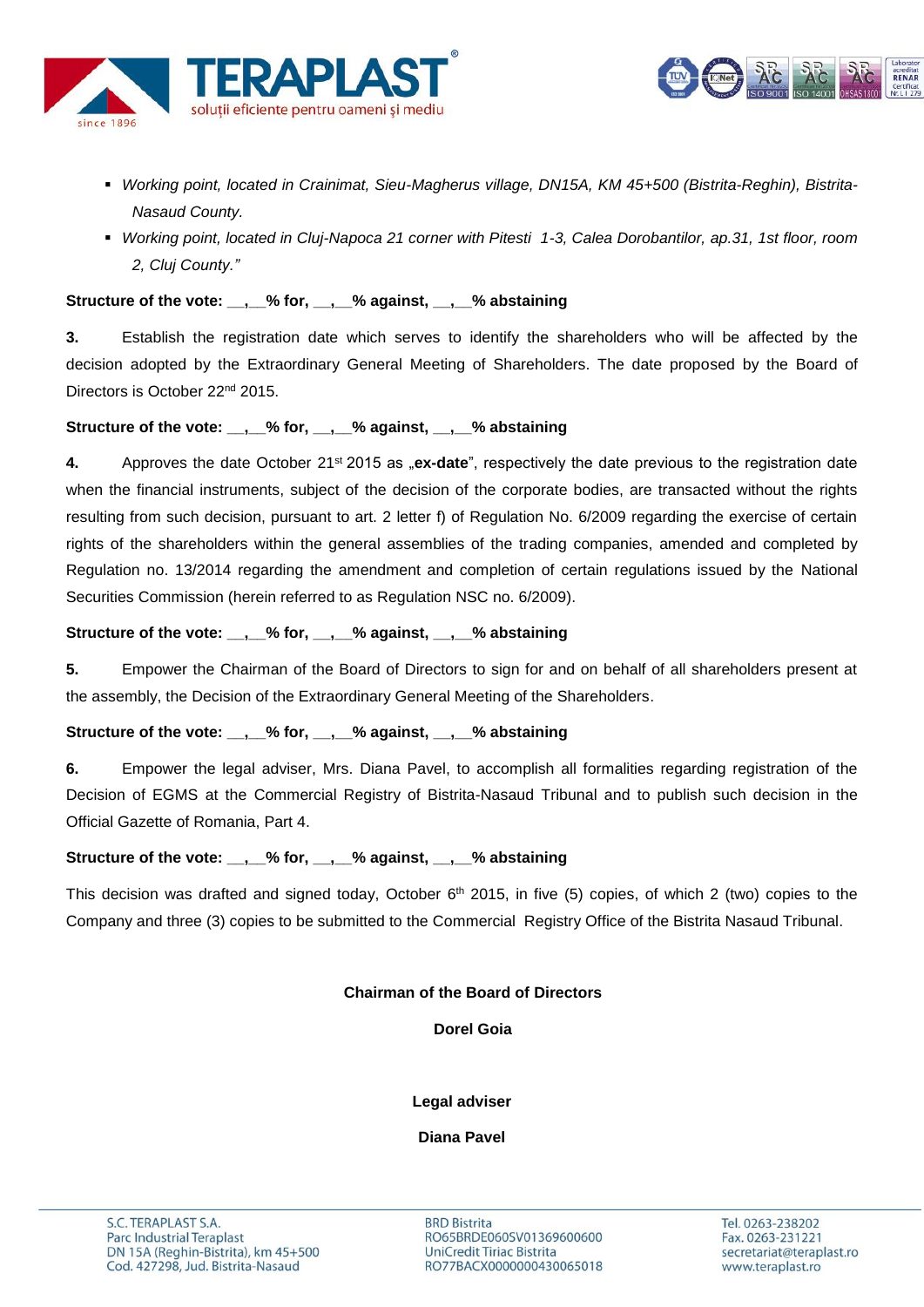- *Working point, located in Crainimat, Sieu-Magherus village, DN15A, KM 45+500 (Bistrita-Reghin), Bistrita-Nasaud County.*
- *Working point, located in Cluj-Napoca 21 corner with Pitesti 1-3, Calea Dorobantilor, ap.31, 1st floor, room 2, Cluj County."*

**Structure of the vote: __,__% for, __,__% against, __,__% abstaining**

**3.** Establish the registration date which serves to identify the shareholders who will be affected by the decision adopted by the Extraordinary General Meeting of Shareholders. The date proposed by the Board of Directors is October 22nd 2015.

**Structure of the vote: __,__% for, __,__% against, __,__% abstaining**

**4.** Approves the date October 21st 2015 as „**ex-date**", respectively the date previous to the registration date when the financial instruments, subject of the decision of the corporate bodies, are transacted without the rights resulting from such decision, pursuant to art. 2 letter f) of Regulation No. 6/2009 regarding the exercise of certain rights of the shareholders within the general assemblies of the trading companies, amended and completed by Regulation no. 13/2014 regarding the amendment and completion of certain regulations issued by the National Securities Commission (herein referred to as Regulation NSC no. 6/2009).

**Structure of the vote: __,__% for, __,__% against, __,__% abstaining**

**5.** Empower the Chairman of the Board of Directors to sign for and on behalf of all shareholders present at the assembly, the Decision of the Extraordinary General Meeting of the Shareholders.

**Structure of the vote: __,__% for, __,__% against, __,__% abstaining**

**6.** Empower the legal adviser, Mrs. Diana Pavel, to accomplish all formalities regarding registration of the Decision of EGMS at the Commercial Registry of Bistrita-Nasaud Tribunal and to publish such decision in the Official Gazette of Romania, Part 4.

**Structure of the vote: __,__% for, __,__% against, __,__% abstaining**

This decision was drafted and signed today, October 6th 2015, in five (5) copies, of which 2 (two) copies to the Company and three (3) copies to be submitted to the Commercial Registry Office of the Bistrita Nasaud Tribunal.

**Chairman of the Board of Directors**

**Dorel Goia**

**Legal adviser**

**Diana Pavel**